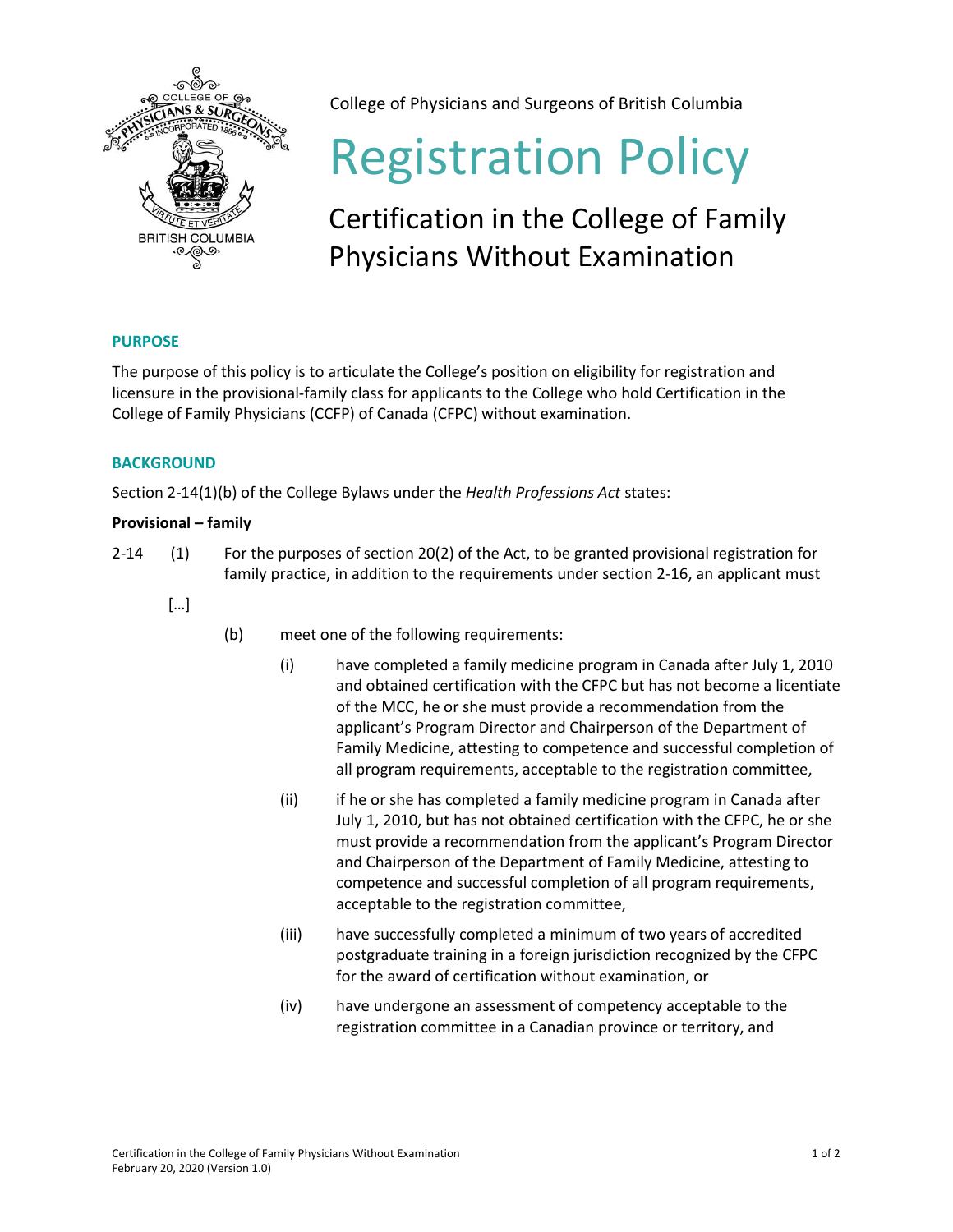College of Physicians and Surgeons of British Columbia

# Registration Policy

## Certification in the College of Family Physicians Without Examination

### PURPOSE

The purpose of this policy is to articulate the College's position on eligibility for registration and licensure in the provisional-family class for applicants to the College who hold Certification in the College of Family Physicians (CCFP) of Canada (CFPC) without examination.

### BACKGROUND

Section 2-14(1)(b) of the College Bylaws under the *Health Professions Act* states:

**Provisional – family**

2-14 (1) For the purposes of section 20(2) of the Act, to be granted provisional registration for family practice, in addition to the requirements under section 2-16, an applicant must

[…]

(b) meet one of the following requirements:

(i) have completed a family medicine program in Canada after July 1, 2010 and obtained certification with the CFPC but has not become a licentiate of the MCC, he or she must provide a recommendation from the applicant's Program Director and Chairperson of the Department of Family Medicine, attesting to competence and successful completion of all program requirements, acceptable to the registration committee,

(ii) if he or she has completed a family medicine program in Canada after July 1, 2010, but has not obtained certification with the CFPC, he or she must provide a recommendation from the applicant's Program Director and Chairperson of the Department of Family Medicine, attesting to competence and successful completion of all program requirements, acceptable to the registration committee,

(iii) have successfully completed a minimum of two years of accredited postgraduate training in a foreign jurisdiction recognized by the CFPC for the award of certification without examination, or

(iv) have undergone an assessment of competency acceptable to the registration committee in a Canadian province or territory, and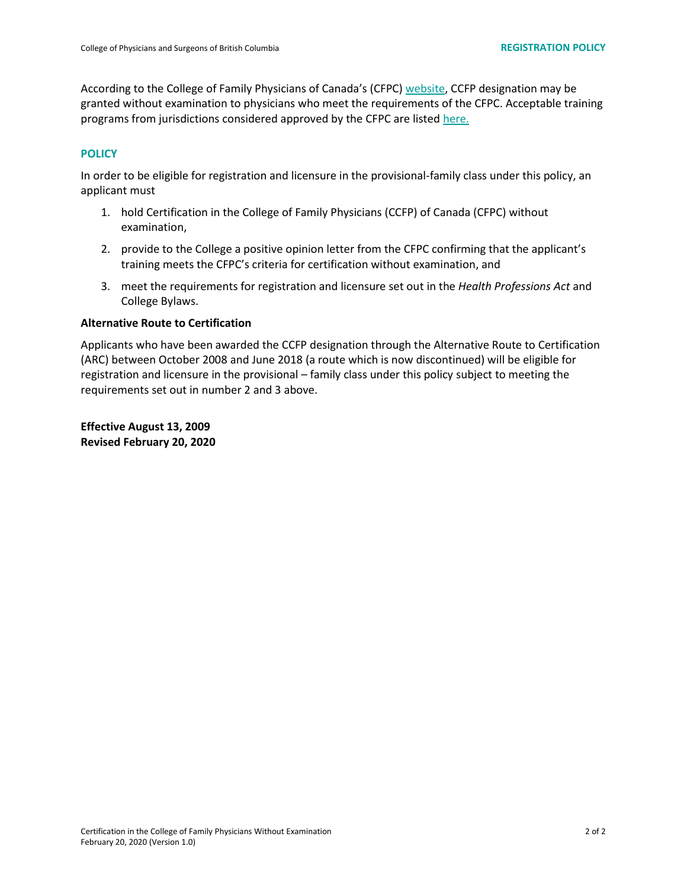According to the College of Family Physicians of Canada's (CFPC) website, CCFP designation may be granted without examination to physicians who meet the requirements of the CFPC. Acceptable training programs from jurisdictions considered approved by the CFPC are listed here.

## POLICY

In order to be eligible for registration and licensure in the provisional-family class under this policy, an applicant must

1. hold Certification in the College of Family Physicians (CCFP) of Canada (CFPC) without examination,
2. provide to the College a positive opinion letter from the CFPC confirming that the applicant's training meets the CFPC's criteria for certification without examination, and
3. meet the requirements for registration and licensure set out in the *Health Professions Act* and College Bylaws.

### Alternative Route to Certification

Applicants who have been awarded the CCFP designation through the Alternative Route to Certification (ARC) between October 2008 and June 2018 (a route which is now discontinued) will be eligible for registration and licensure in the provisional – family class under this policy subject to meeting the requirements set out in number 2 and 3 above.

**Effective August 13, 2009**
**Revised February 20, 2020**